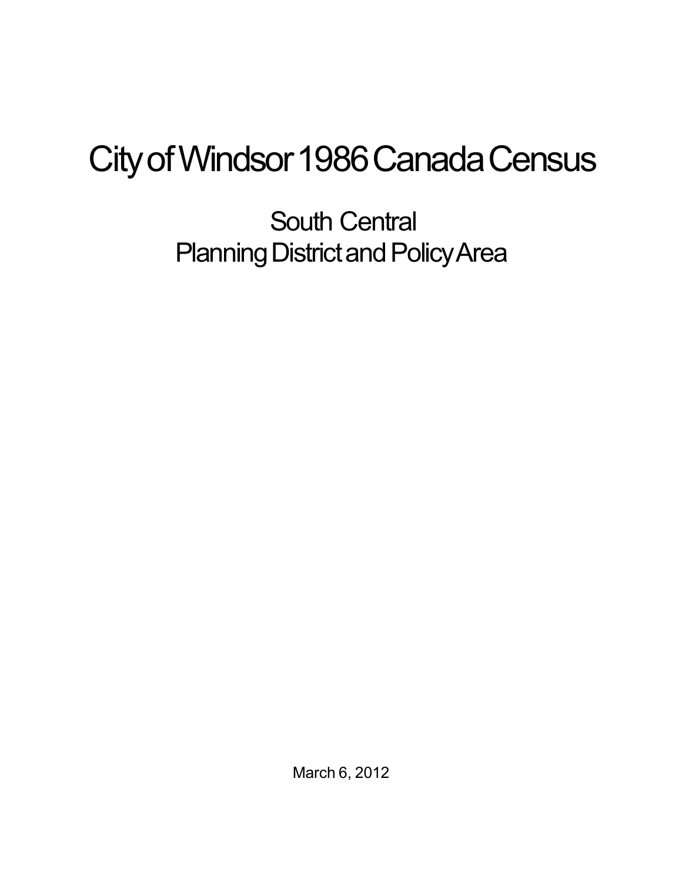# City of Windsor 1986 Canada Census

## South Central
## Planning District and Policy Area

March 6, 2012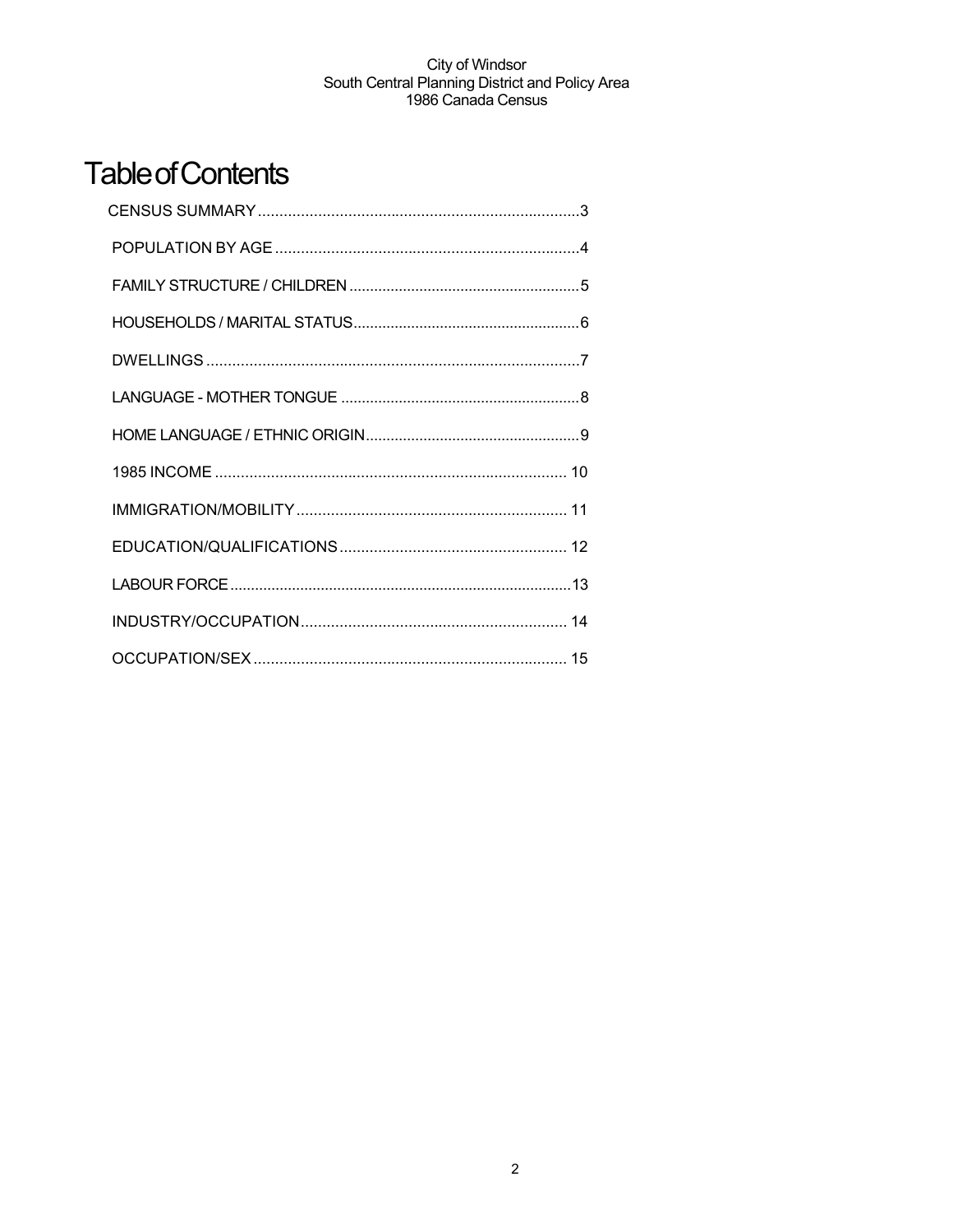# Table of Contents

- CENSUS SUMMARY ........................................................................ 3
- POPULATION BY AGE ..................................................................... 4
- FAMILY STRUCTURE / CHILDREN ....................................................... 5
- HOUSEHOLDS / MARITAL STATUS ...................................................... 6
- DWELLINGS ....................................................................................... 7
- LANGUAGE - MOTHER TONGUE ......................................................... 8
- HOME LANGUAGE / ETHNIC ORIGIN ................................................... 9
- 1985 INCOME ................................................................................... 10
- IMMIGRATION/MOBILITY ................................................................. 11
- EDUCATION/QUALIFICATIONS ......................................................... 12
- LABOUR FORCE ............................................................................... 13
- INDUSTRY/OCCUPATION .................................................................. 14
- OCCUPATION/SEX ........................................................................... 15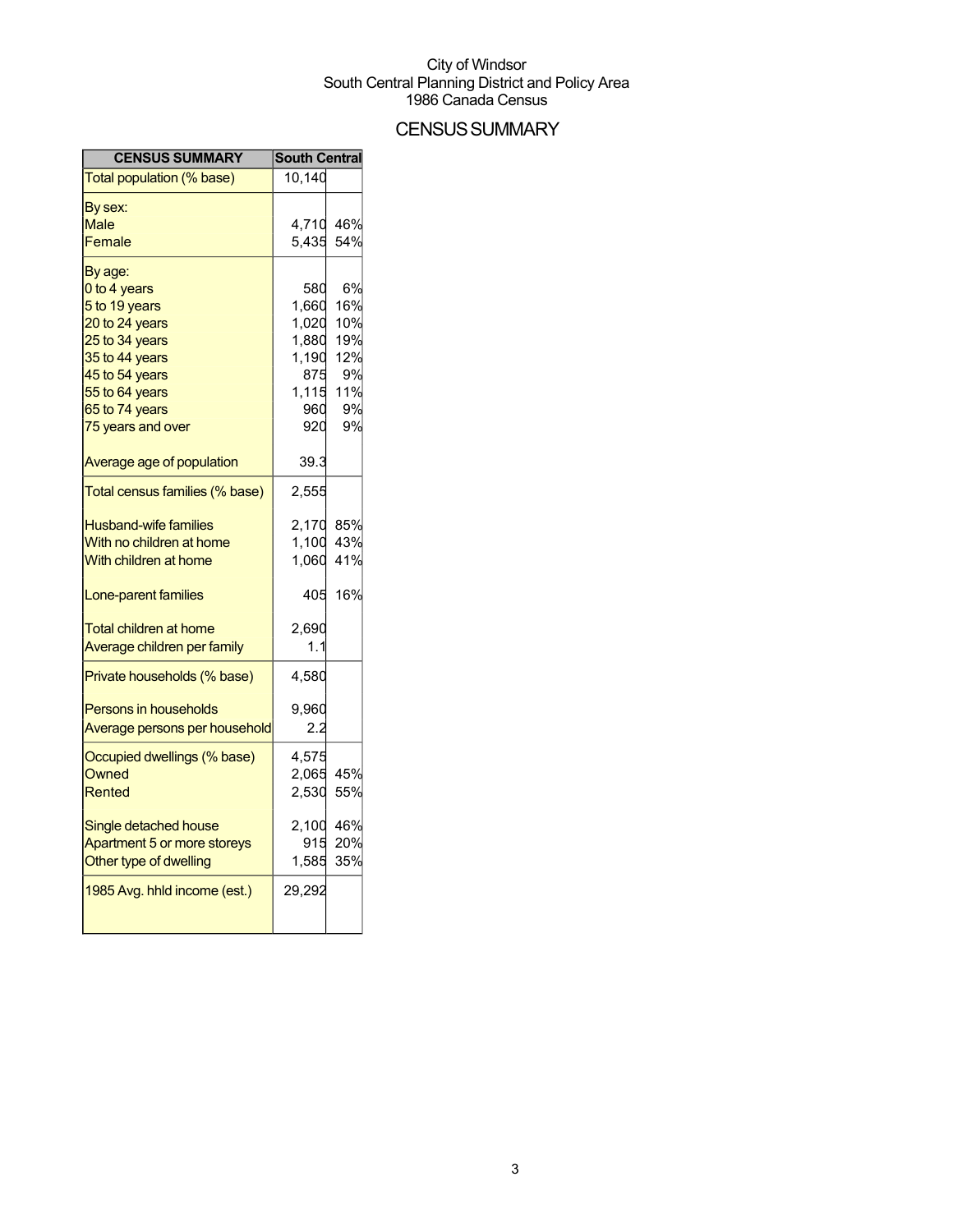City of Windsor
South Central Planning District and Policy Area
1986 Canada Census

# CENSUS SUMMARY

| CENSUS SUMMARY | South Central | |
|---|---|---|
| Total population (% base) | 10,140 | |
| By sex: | | |
| Male | 4,710 | 46% |
| Female | 5,435 | 54% |
| By age: | | |
| 0 to 4 years | 580 | 6% |
| 5 to 19 years | 1,660 | 16% |
| 20 to 24 years | 1,020 | 10% |
| 25 to 34 years | 1,880 | 19% |
| 35 to 44 years | 1,190 | 12% |
| 45 to 54 years | 875 | 9% |
| 55 to 64 years | 1,115 | 11% |
| 65 to 74 years | 960 | 9% |
| 75 years and over | 920 | 9% |
| Average age of population | 39.3 | |
| Total census families (% base) | 2,555 | |
| Husband-wife families | 2,170 | 85% |
| With no children at home | 1,100 | 43% |
| With children at home | 1,060 | 41% |
| Lone-parent families | 405 | 16% |
| Total children at home | 2,690 | |
| Average children per family | 1.1 | |
| Private households (% base) | 4,580 | |
| Persons in households | 9,960 | |
| Average persons per household | 2.2 | |
| Occupied dwellings (% base) | 4,575 | |
| Owned | 2,065 | 45% |
| Rented | 2,530 | 55% |
| Single detached house | 2,100 | 46% |
| Apartment 5 or more storeys | 915 | 20% |
| Other type of dwelling | 1,585 | 35% |
| 1985 Avg. hhld income (est.) | 29,292 | |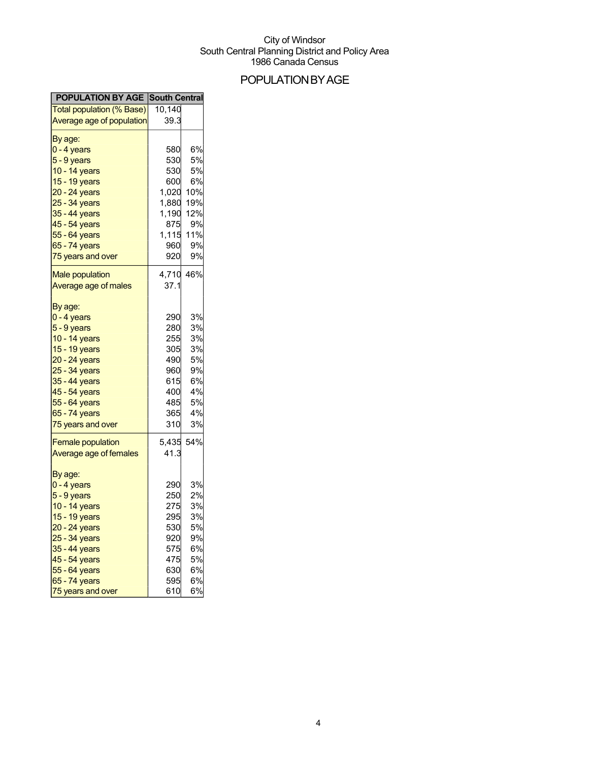City of Windsor
South Central Planning District and Policy Area
1986 Canada Census

# POPULATION BY AGE

| POPULATION BY AGE | South Central | |
|---|---|---|
| Total population (% Base) | 10,140 | |
| Average age of population | 39.3 | |
| By age: | | |
| 0 - 4 years | 580 | 6% |
| 5 - 9 years | 530 | 5% |
| 10 - 14 years | 530 | 5% |
| 15 - 19 years | 600 | 6% |
| 20 - 24 years | 1,020 | 10% |
| 25 - 34 years | 1,880 | 19% |
| 35 - 44 years | 1,190 | 12% |
| 45 - 54 years | 875 | 9% |
| 55 - 64 years | 1,115 | 11% |
| 65 - 74 years | 960 | 9% |
| 75 years and over | 920 | 9% |
| Male population | 4,710 | 46% |
| Average age of males | 37.1 | |
| By age: | | |
| 0 - 4 years | 290 | 3% |
| 5 - 9 years | 280 | 3% |
| 10 - 14 years | 255 | 3% |
| 15 - 19 years | 305 | 3% |
| 20 - 24 years | 490 | 5% |
| 25 - 34 years | 960 | 9% |
| 35 - 44 years | 615 | 6% |
| 45 - 54 years | 400 | 4% |
| 55 - 64 years | 485 | 5% |
| 65 - 74 years | 365 | 4% |
| 75 years and over | 310 | 3% |
| Female population | 5,435 | 54% |
| Average age of females | 41.3 | |
| By age: | | |
| 0 - 4 years | 290 | 3% |
| 5 - 9 years | 250 | 2% |
| 10 - 14 years | 275 | 3% |
| 15 - 19 years | 295 | 3% |
| 20 - 24 years | 530 | 5% |
| 25 - 34 years | 920 | 9% |
| 35 - 44 years | 575 | 6% |
| 45 - 54 years | 475 | 5% |
| 55 - 64 years | 630 | 6% |
| 65 - 74 years | 595 | 6% |
| 75 years and over | 610 | 6% |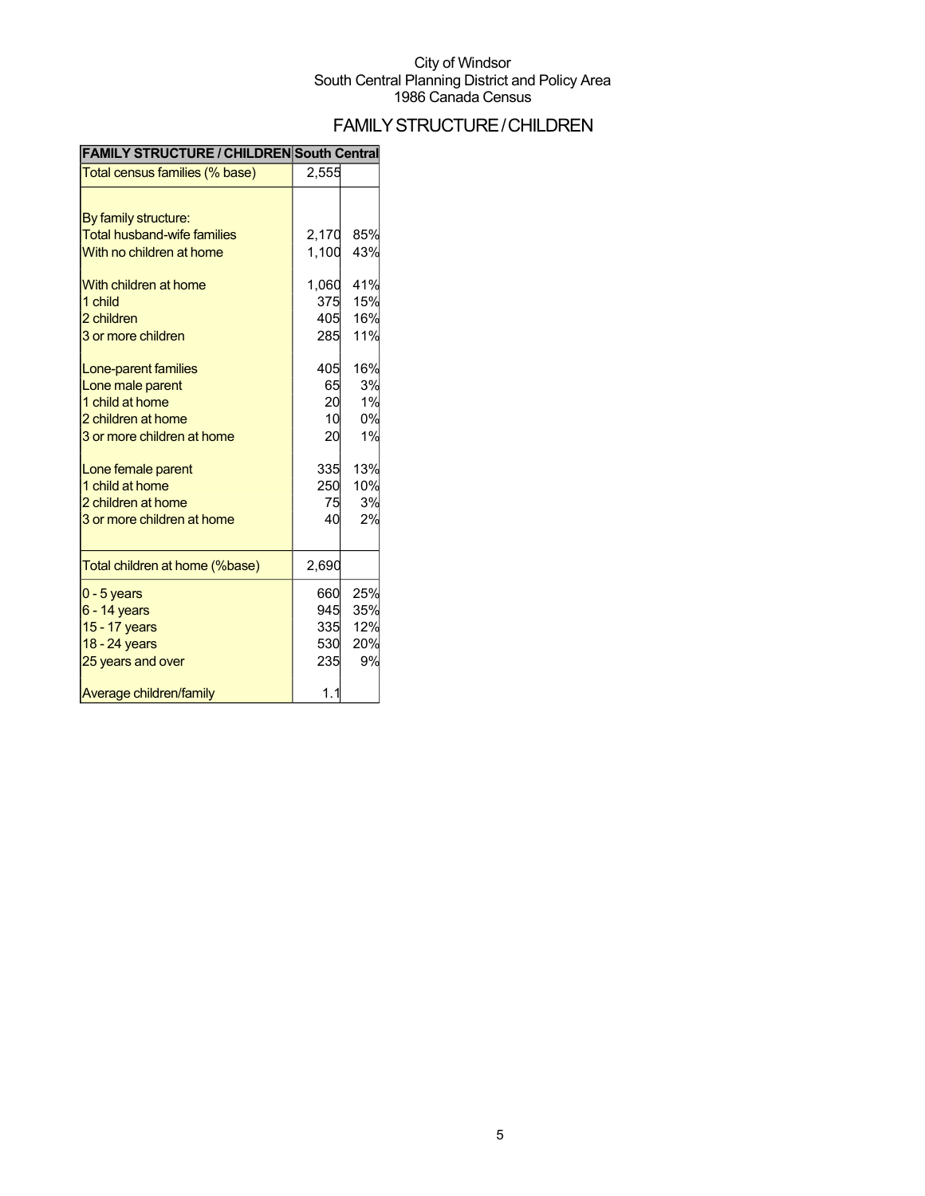City of Windsor
South Central Planning District and Policy Area
1986 Canada Census

# FAMILY STRUCTURE / CHILDREN

| FAMILY STRUCTURE / CHILDREN | South Central | |
|---|---|---|
| Total census families (% base) | 2,555 | |
| | | |
| By family structure: | | |
| Total husband-wife families | 2,170 | 85% |
| With no children at home | 1,100 | 43% |
| | | |
| With children at home | 1,060 | 41% |
| 1 child | 375 | 15% |
| 2 children | 405 | 16% |
| 3 or more children | 285 | 11% |
| | | |
| Lone-parent families | 405 | 16% |
| Lone male parent | 65 | 3% |
| 1 child at home | 20 | 1% |
| 2 children at home | 10 | 0% |
| 3 or more children at home | 20 | 1% |
| | | |
| Lone female parent | 335 | 13% |
| 1 child at home | 250 | 10% |
| 2 children at home | 75 | 3% |
| 3 or more children at home | 40 | 2% |
| | | |
| Total children at home (%base) | 2,690 | |
| 0 - 5 years | 660 | 25% |
| 6 - 14 years | 945 | 35% |
| 15 - 17 years | 335 | 12% |
| 18 - 24 years | 530 | 20% |
| 25 years and over | 235 | 9% |
| | | |
| Average children/family | 1.1 | |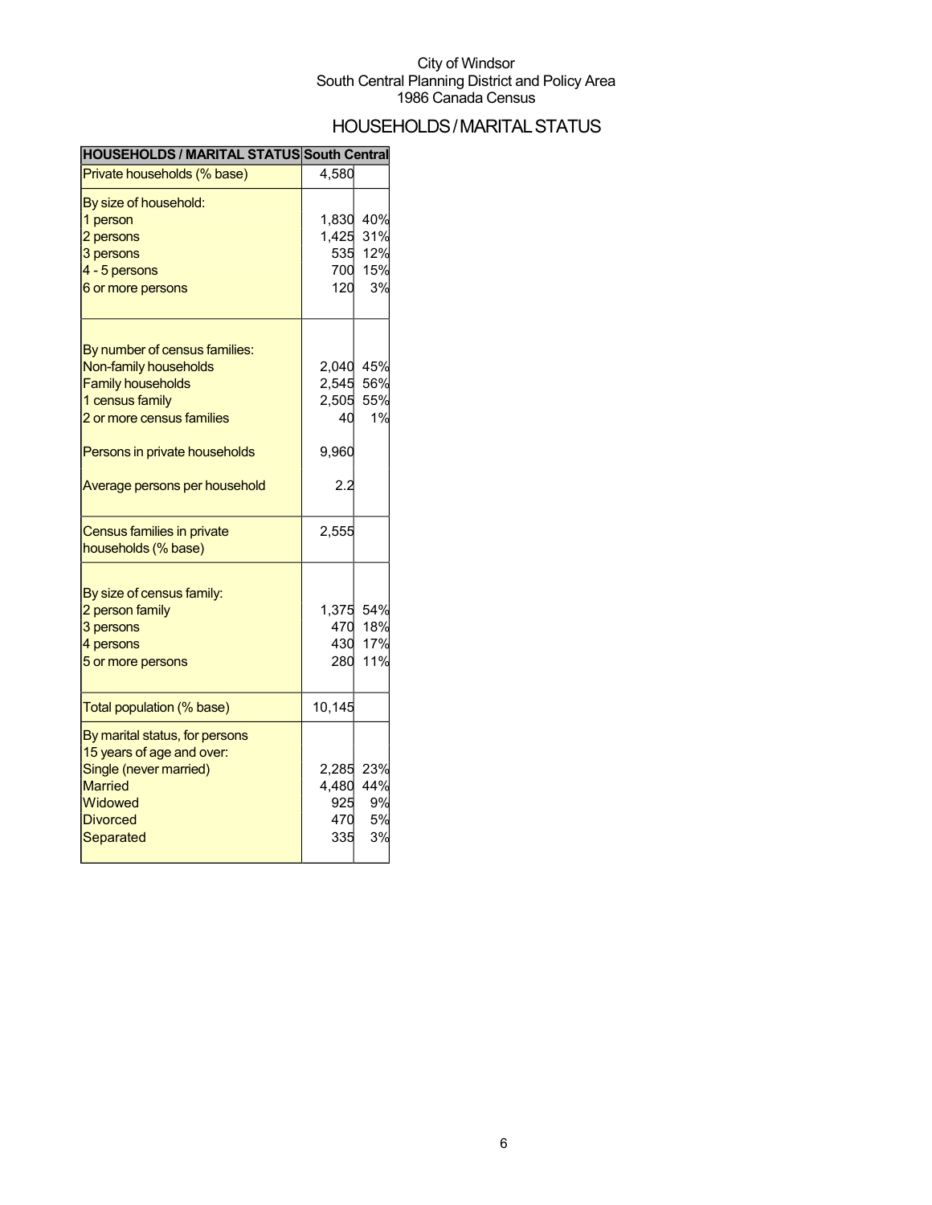City of Windsor
South Central Planning District and Policy Area
1986 Canada Census

# HOUSEHOLDS / MARITAL STATUS

| HOUSEHOLDS / MARITAL STATUS | South Central | |
|---|---|---|
| Private households (% base) | 4,580 | |
| By size of household: | | |
| 1 person | 1,830 | 40% |
| 2 persons | 1,425 | 31% |
| 3 persons | 535 | 12% |
| 4 - 5 persons | 700 | 15% |
| 6 or more persons | 120 | 3% |
| By number of census families: | | |
| Non-family households | 2,040 | 45% |
| Family households | 2,545 | 56% |
| 1 census family | 2,505 | 55% |
| 2 or more census families | 40 | 1% |
| Persons in private households | 9,960 | |
| Average persons per household | 2.2 | |
| Census families in private households (% base) | 2,555 | |
| By size of census family: | | |
| 2 person family | 1,375 | 54% |
| 3 persons | 470 | 18% |
| 4 persons | 430 | 17% |
| 5 or more persons | 280 | 11% |
| Total population (% base) | 10,145 | |
| By marital status, for persons 15 years of age and over: | | |
| Single (never married) | 2,285 | 23% |
| Married | 4,480 | 44% |
| Widowed | 925 | 9% |
| Divorced | 470 | 5% |
| Separated | 335 | 3% |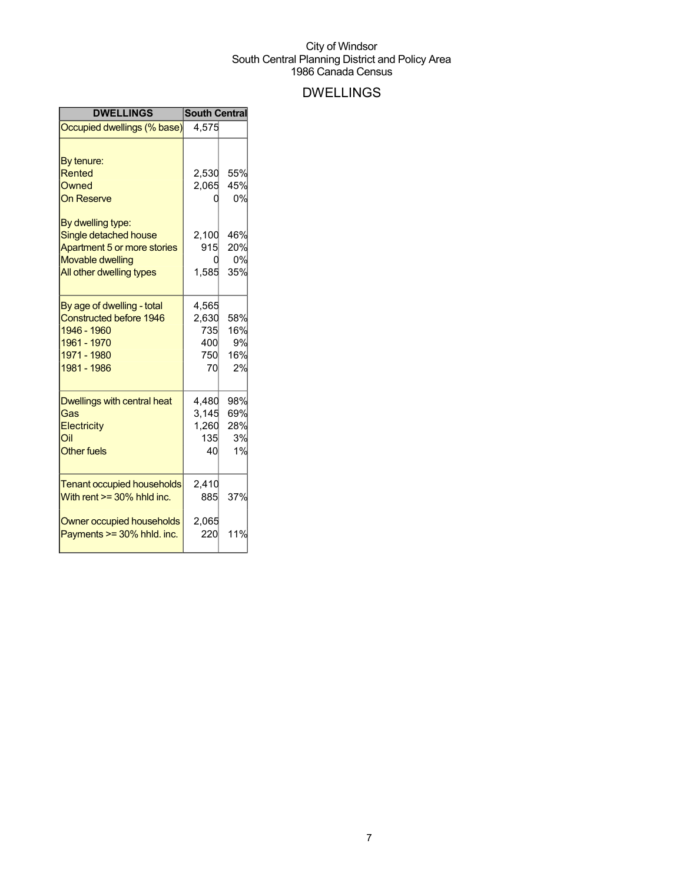City of Windsor
South Central Planning District and Policy Area
1986 Canada Census

# DWELLINGS

| DWELLINGS | South Central | |
|---|---|---|
| Occupied dwellings (% base) | 4,575 | |
| | | |
| By tenure: | | |
| Rented | 2,530 | 55% |
| Owned | 2,065 | 45% |
| On Reserve | 0 | 0% |
| | | |
| By dwelling type: | | |
| Single detached house | 2,100 | 46% |
| Apartment 5 or more stories | 915 | 20% |
| Movable dwelling | 0 | 0% |
| All other dwelling types | 1,585 | 35% |
| | | |
| By age of dwelling - total | 4,565 | |
| Constructed before 1946 | 2,630 | 58% |
| 1946 - 1960 | 735 | 16% |
| 1961 - 1970 | 400 | 9% |
| 1971 - 1980 | 750 | 16% |
| 1981 - 1986 | 70 | 2% |
| | | |
| Dwellings with central heat | 4,480 | 98% |
| Gas | 3,145 | 69% |
| Electricity | 1,260 | 28% |
| Oil | 135 | 3% |
| Other fuels | 40 | 1% |
| | | |
| Tenant occupied households | 2,410 | |
| With rent >= 30% hhld inc. | 885 | 37% |
| | | |
| Owner occupied households | 2,065 | |
| Payments >= 30% hhld. inc. | 220 | 11% |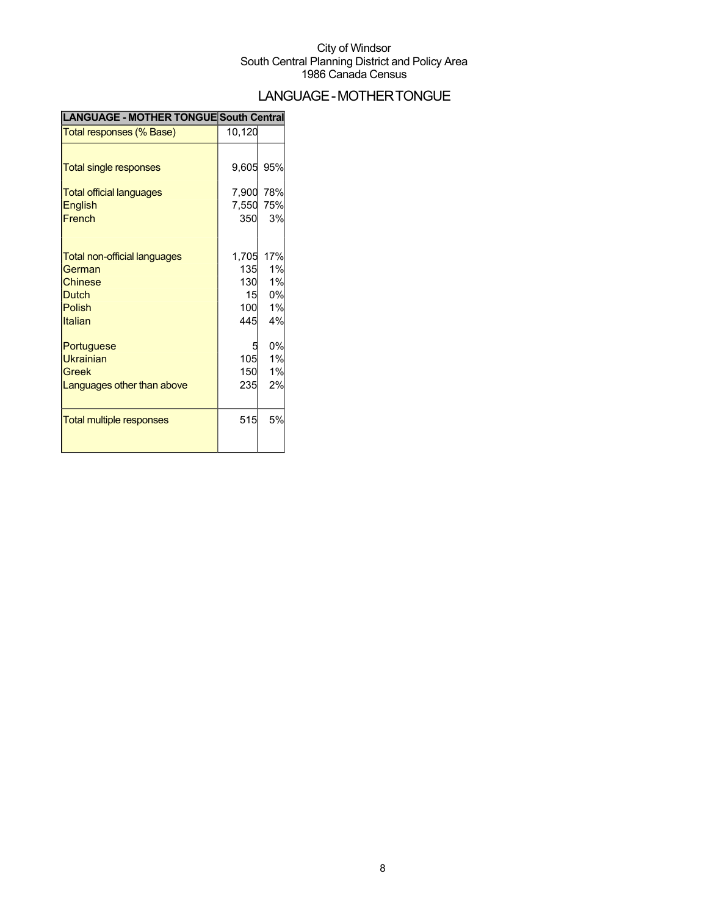City of Windsor
South Central Planning District and Policy Area
1986 Canada Census

# LANGUAGE - MOTHER TONGUE

| LANGUAGE - MOTHER TONGUE | South Central | |
|---|---|---|
| Total responses (% Base) | 10,120 | |
| Total single responses | 9,605 | 95% |
| Total official languages | 7,900 | 78% |
| English | 7,550 | 75% |
| French | 350 | 3% |
| Total non-official languages | 1,705 | 17% |
| German | 135 | 1% |
| Chinese | 130 | 1% |
| Dutch | 15 | 0% |
| Polish | 100 | 1% |
| Italian | 445 | 4% |
| Portuguese | 5 | 0% |
| Ukrainian | 105 | 1% |
| Greek | 150 | 1% |
| Languages other than above | 235 | 2% |
| Total multiple responses | 515 | 5% |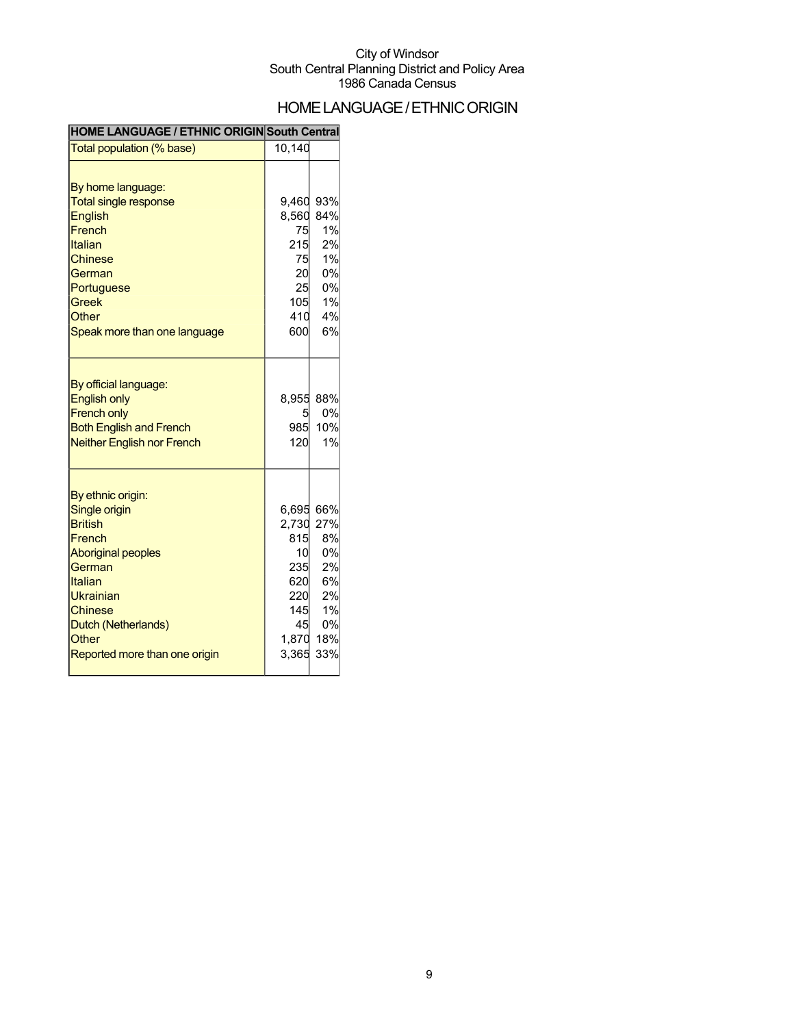City of Windsor
South Central Planning District and Policy Area
1986 Canada Census

# HOME LANGUAGE / ETHNIC ORIGIN

| HOME LANGUAGE / ETHNIC ORIGIN | South Central | |
|---|---|---|
| Total population (% base) | 10,140 | |
| | | |
| By home language: | | |
| Total single response | 9,460 | 93% |
| English | 8,560 | 84% |
| French | 75 | 1% |
| Italian | 215 | 2% |
| Chinese | 75 | 1% |
| German | 20 | 0% |
| Portuguese | 25 | 0% |
| Greek | 105 | 1% |
| Other | 410 | 4% |
| Speak more than one language | 600 | 6% |
| | | |
| By official language: | | |
| English only | 8,955 | 88% |
| French only | 5 | 0% |
| Both English and French | 985 | 10% |
| Neither English nor French | 120 | 1% |
| | | |
| By ethnic origin: | | |
| Single origin | 6,695 | 66% |
| British | 2,730 | 27% |
| French | 815 | 8% |
| Aboriginal peoples | 10 | 0% |
| German | 235 | 2% |
| Italian | 620 | 6% |
| Ukrainian | 220 | 2% |
| Chinese | 145 | 1% |
| Dutch (Netherlands) | 45 | 0% |
| Other | 1,870 | 18% |
| Reported more than one origin | 3,365 | 33% |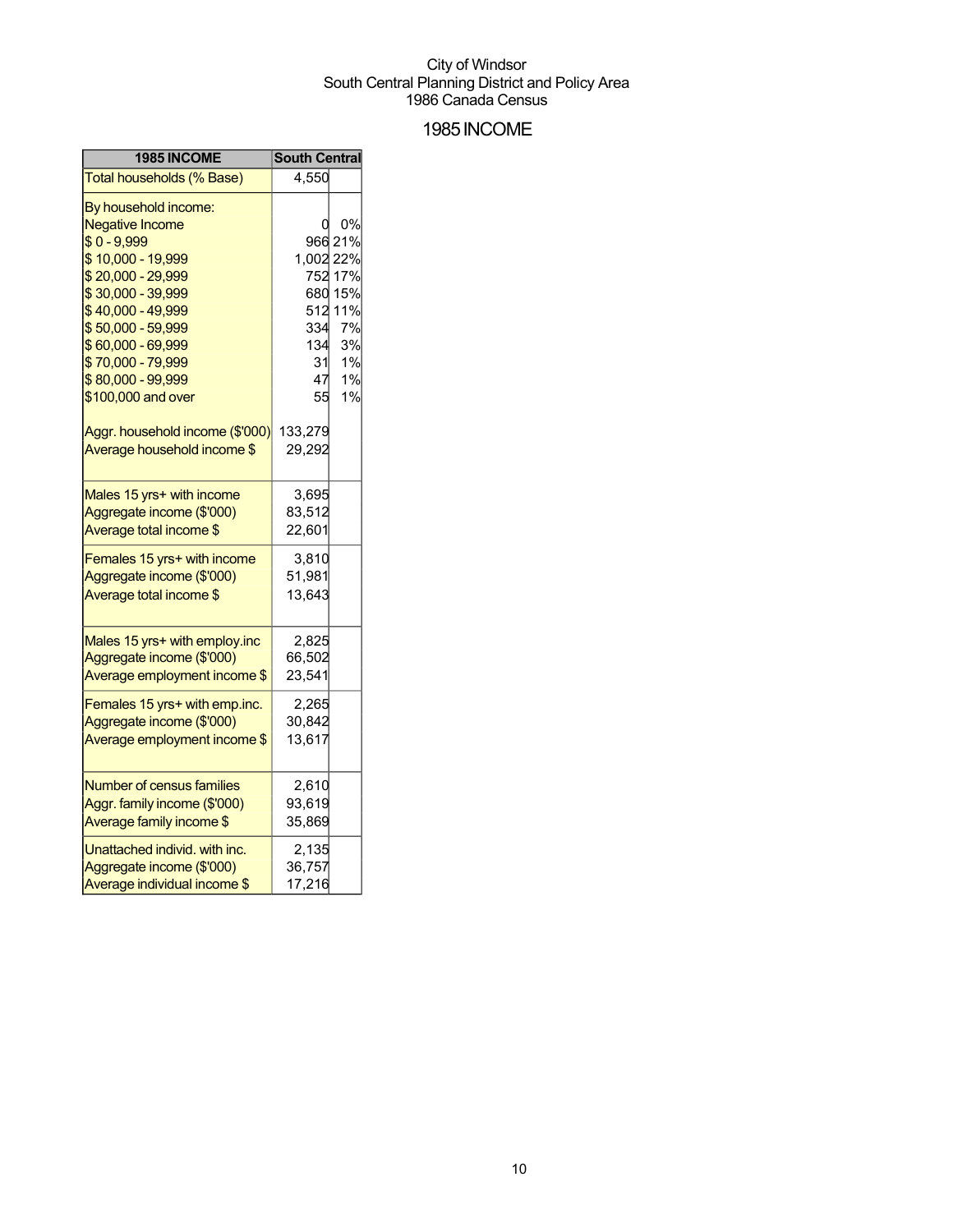City of Windsor
South Central Planning District and Policy Area
1986 Canada Census

# 1985 INCOME

| 1985 INCOME | South Central | |
|---|---|---|
| Total households (% Base) | 4,550 | |
| By household income: | | |
| Negative Income | 0 | 0% |
| $ 0 - 9,999 | 966 | 21% |
| $ 10,000 - 19,999 | 1,002 | 22% |
| $ 20,000 - 29,999 | 752 | 17% |
| $ 30,000 - 39,999 | 680 | 15% |
| $ 40,000 - 49,999 | 512 | 11% |
| $ 50,000 - 59,999 | 334 | 7% |
| $ 60,000 - 69,999 | 134 | 3% |
| $ 70,000 - 79,999 | 31 | 1% |
| $ 80,000 - 99,999 | 47 | 1% |
| $100,000 and over | 55 | 1% |
| Aggr. household income ($'000) | 133,279 | |
| Average household income $ | 29,292 | |
| Males 15 yrs+ with income | 3,695 | |
| Aggregate income ($'000) | 83,512 | |
| Average total income $ | 22,601 | |
| Females 15 yrs+ with income | 3,810 | |
| Aggregate income ($'000) | 51,981 | |
| Average total income $ | 13,643 | |
| Males 15 yrs+ with employ.inc | 2,825 | |
| Aggregate income ($'000) | 66,502 | |
| Average employment income $ | 23,541 | |
| Females 15 yrs+ with emp.inc. | 2,265 | |
| Aggregate income ($'000) | 30,842 | |
| Average employment income $ | 13,617 | |
| Number of census families | 2,610 | |
| Aggr. family income ($'000) | 93,619 | |
| Average family income $ | 35,869 | |
| Unattached individ. with inc. | 2,135 | |
| Aggregate income ($'000) | 36,757 | |
| Average individual income $ | 17,216 | |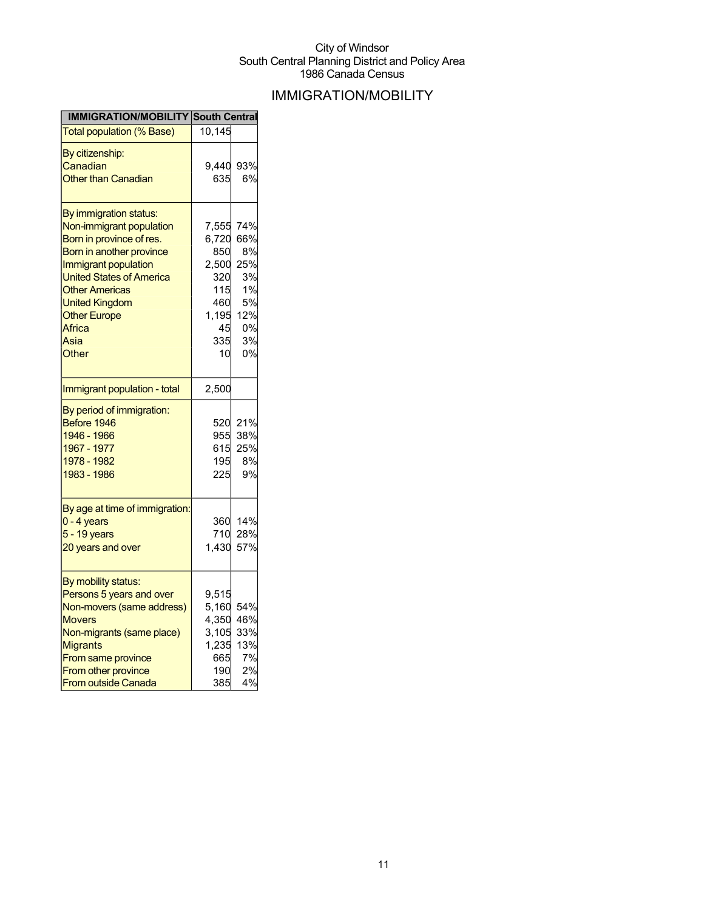City of Windsor
South Central Planning District and Policy Area
1986 Canada Census

# IMMIGRATION/MOBILITY

| IMMIGRATION/MOBILITY | South Central | |
|---|---|---|
| Total population (% Base) | 10,145 | |
| By citizenship: | | |
| Canadian | 9,440 | 93% |
| Other than Canadian | 635 | 6% |
| By immigration status: | | |
| Non-immigrant population | 7,555 | 74% |
| Born in province of res. | 6,720 | 66% |
| Born in another province | 850 | 8% |
| Immigrant population | 2,500 | 25% |
| United States of America | 320 | 3% |
| Other Americas | 115 | 1% |
| United Kingdom | 460 | 5% |
| Other Europe | 1,195 | 12% |
| Africa | 45 | 0% |
| Asia | 335 | 3% |
| Other | 10 | 0% |
| Immigrant population - total | 2,500 | |
| By period of immigration: | | |
| Before 1946 | 520 | 21% |
| 1946 - 1966 | 955 | 38% |
| 1967 - 1977 | 615 | 25% |
| 1978 - 1982 | 195 | 8% |
| 1983 - 1986 | 225 | 9% |
| By age at time of immigration: | | |
| 0 - 4 years | 360 | 14% |
| 5 - 19 years | 710 | 28% |
| 20 years and over | 1,430 | 57% |
| By mobility status: | | |
| Persons 5 years and over | 9,515 | |
| Non-movers (same address) | 5,160 | 54% |
| Movers | 4,350 | 46% |
| Non-migrants (same place) | 3,105 | 33% |
| Migrants | 1,235 | 13% |
| From same province | 665 | 7% |
| From other province | 190 | 2% |
| From outside Canada | 385 | 4% |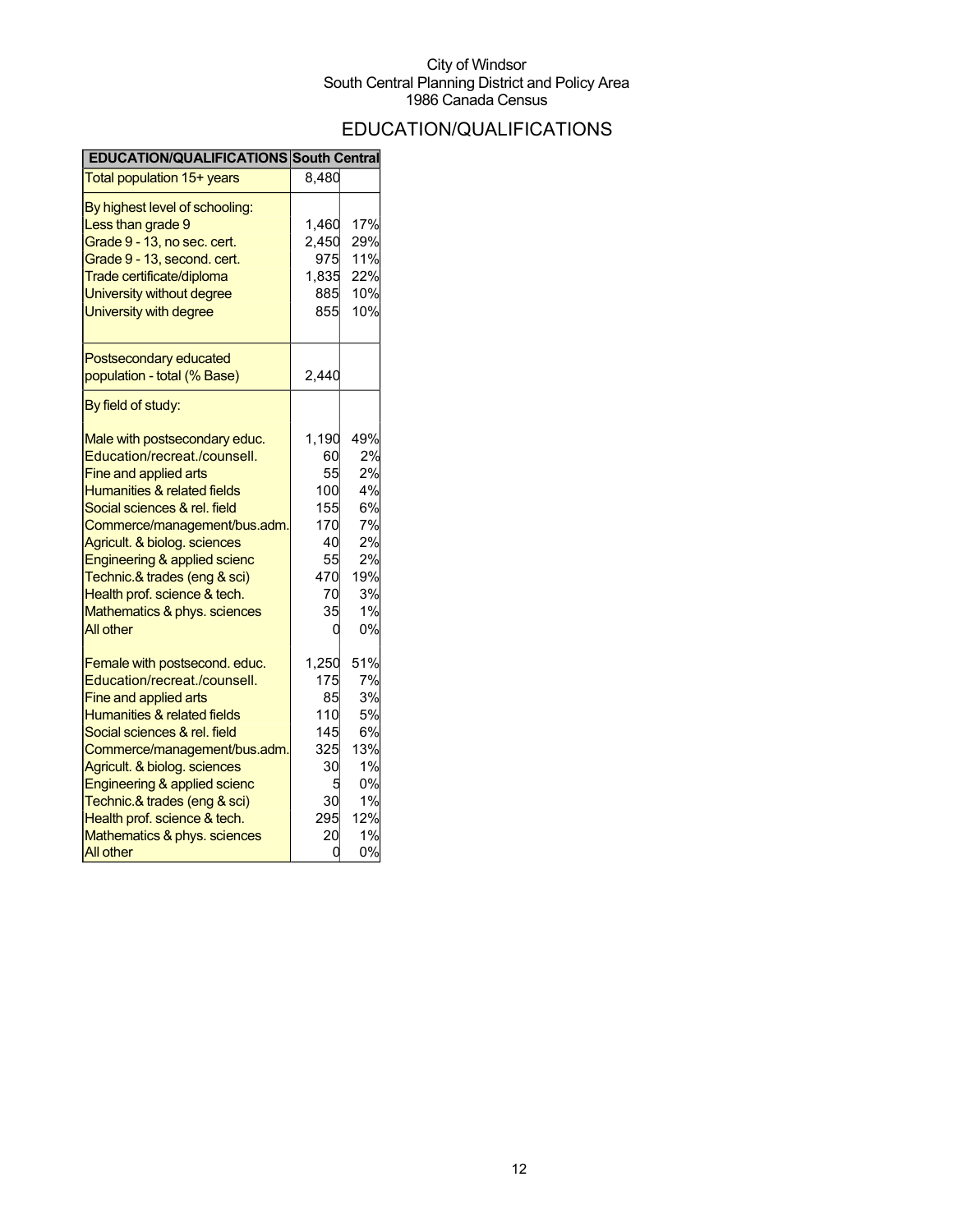City of Windsor
South Central Planning District and Policy Area
1986 Canada Census

# EDUCATION/QUALIFICATIONS

| EDUCATION/QUALIFICATIONS | South Central | |
|---|---|---|
| Total population 15+ years | 8,480 | |
| By highest level of schooling: | | |
| Less than grade 9 | 1,460 | 17% |
| Grade 9 - 13, no sec. cert. | 2,450 | 29% |
| Grade 9 - 13, second. cert. | 975 | 11% |
| Trade certificate/diploma | 1,835 | 22% |
| University without degree | 885 | 10% |
| University with degree | 855 | 10% |
| Postsecondary educated population - total (% Base) | 2,440 | |
| By field of study: | | |
| Male with postsecondary educ. | 1,190 | 49% |
| Education/recreat./counsell. | 60 | 2% |
| Fine and applied arts | 55 | 2% |
| Humanities & related fields | 100 | 4% |
| Social sciences & rel. field | 155 | 6% |
| Commerce/management/bus.adm. | 170 | 7% |
| Agricult. & biolog. sciences | 40 | 2% |
| Engineering & applied scienc | 55 | 2% |
| Technic.& trades (eng & sci) | 470 | 19% |
| Health prof. science & tech. | 70 | 3% |
| Mathematics & phys. sciences | 35 | 1% |
| All other | 0 | 0% |
| Female with postsecond. educ. | 1,250 | 51% |
| Education/recreat./counsell. | 175 | 7% |
| Fine and applied arts | 85 | 3% |
| Humanities & related fields | 110 | 5% |
| Social sciences & rel. field | 145 | 6% |
| Commerce/management/bus.adm. | 325 | 13% |
| Agricult. & biolog. sciences | 30 | 1% |
| Engineering & applied scienc | 5 | 0% |
| Technic.& trades (eng & sci) | 30 | 1% |
| Health prof. science & tech. | 295 | 12% |
| Mathematics & phys. sciences | 20 | 1% |
| All other | 0 | 0% |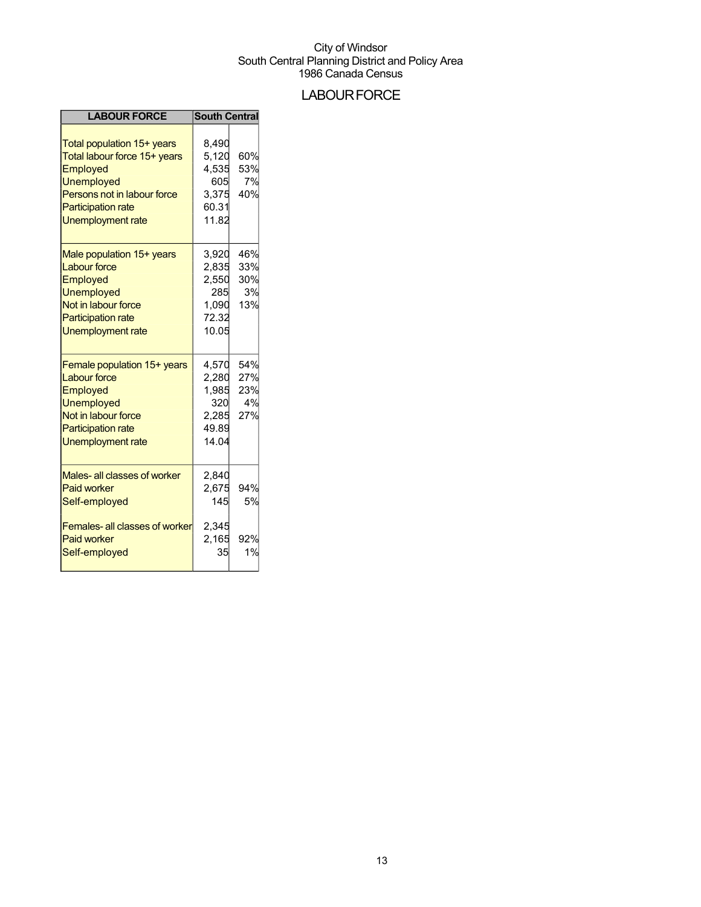City of Windsor
South Central Planning District and Policy Area
1986 Canada Census

# LABOUR FORCE

| LABOUR FORCE | South Central | |
|---|---|---|
| Total population 15+ years | 8,490 | |
| Total labour force 15+ years | 5,120 | 60% |
| Employed | 4,535 | 53% |
| Unemployed | 605 | 7% |
| Persons not in labour force | 3,375 | 40% |
| Participation rate | 60.31 | |
| Unemployment rate | 11.82 | |
| Male population 15+ years | 3,920 | 46% |
| Labour force | 2,835 | 33% |
| Employed | 2,550 | 30% |
| Unemployed | 285 | 3% |
| Not in labour force | 1,090 | 13% |
| Participation rate | 72.32 | |
| Unemployment rate | 10.05 | |
| Female population 15+ years | 4,570 | 54% |
| Labour force | 2,280 | 27% |
| Employed | 1,985 | 23% |
| Unemployed | 320 | 4% |
| Not in labour force | 2,285 | 27% |
| Participation rate | 49.89 | |
| Unemployment rate | 14.04 | |
| Males- all classes of worker | 2,840 | |
| Paid worker | 2,675 | 94% |
| Self-employed | 145 | 5% |
| Females- all classes of worker | 2,345 | |
| Paid worker | 2,165 | 92% |
| Self-employed | 35 | 1% |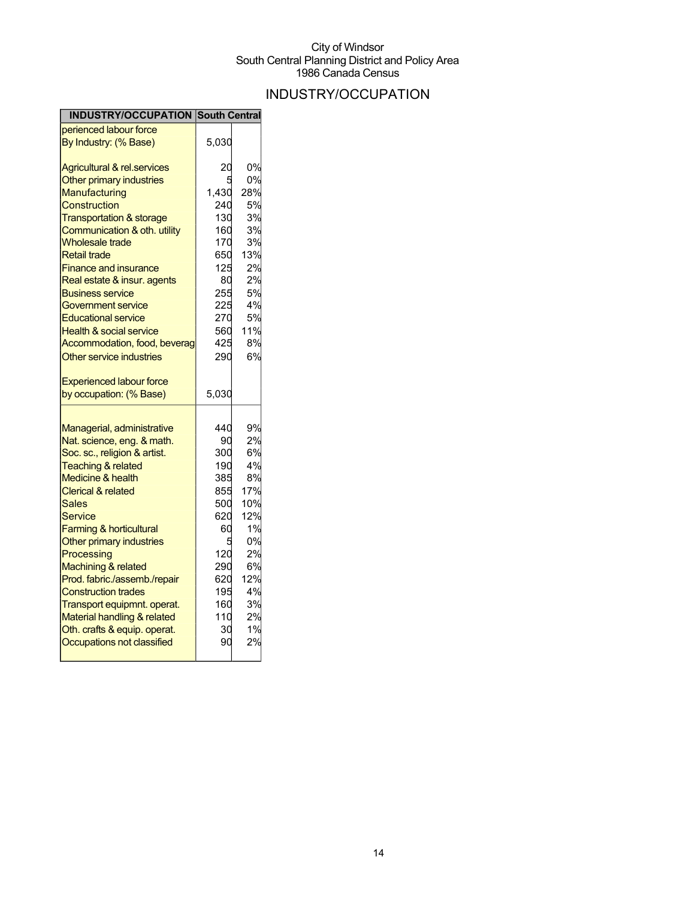City of Windsor
South Central Planning District and Policy Area
1986 Canada Census

# INDUSTRY/OCCUPATION

| INDUSTRY/OCCUPATION | South Central | |
|---|---|---|
| perienced labour force By Industry: (% Base) | 5,030 | |
| Agricultural & rel.services | 20 | 0% |
| Other primary industries | 5 | 0% |
| Manufacturing | 1,430 | 28% |
| Construction | 240 | 5% |
| Transportation & storage | 130 | 3% |
| Communication & oth. utility | 160 | 3% |
| Wholesale trade | 170 | 3% |
| Retail trade | 650 | 13% |
| Finance and insurance | 125 | 2% |
| Real estate & insur. agents | 80 | 2% |
| Business service | 255 | 5% |
| Government service | 225 | 4% |
| Educational service | 270 | 5% |
| Health & social service | 560 | 11% |
| Accommodation, food, beverag | 425 | 8% |
| Other service industries | 290 | 6% |
| Experienced labour force by occupation: (% Base) | 5,030 | |
| Managerial, administrative | 440 | 9% |
| Nat. science, eng. & math. | 90 | 2% |
| Soc. sc., religion & artist. | 300 | 6% |
| Teaching & related | 190 | 4% |
| Medicine & health | 385 | 8% |
| Clerical & related | 855 | 17% |
| Sales | 500 | 10% |
| Service | 620 | 12% |
| Farming & horticultural | 60 | 1% |
| Other primary industries | 5 | 0% |
| Processing | 120 | 2% |
| Machining & related | 290 | 6% |
| Prod. fabric./assemb./repair | 620 | 12% |
| Construction trades | 195 | 4% |
| Transport equipmnt. operat. | 160 | 3% |
| Material handling & related | 110 | 2% |
| Oth. crafts & equip. operat. | 30 | 1% |
| Occupations not classified | 90 | 2% |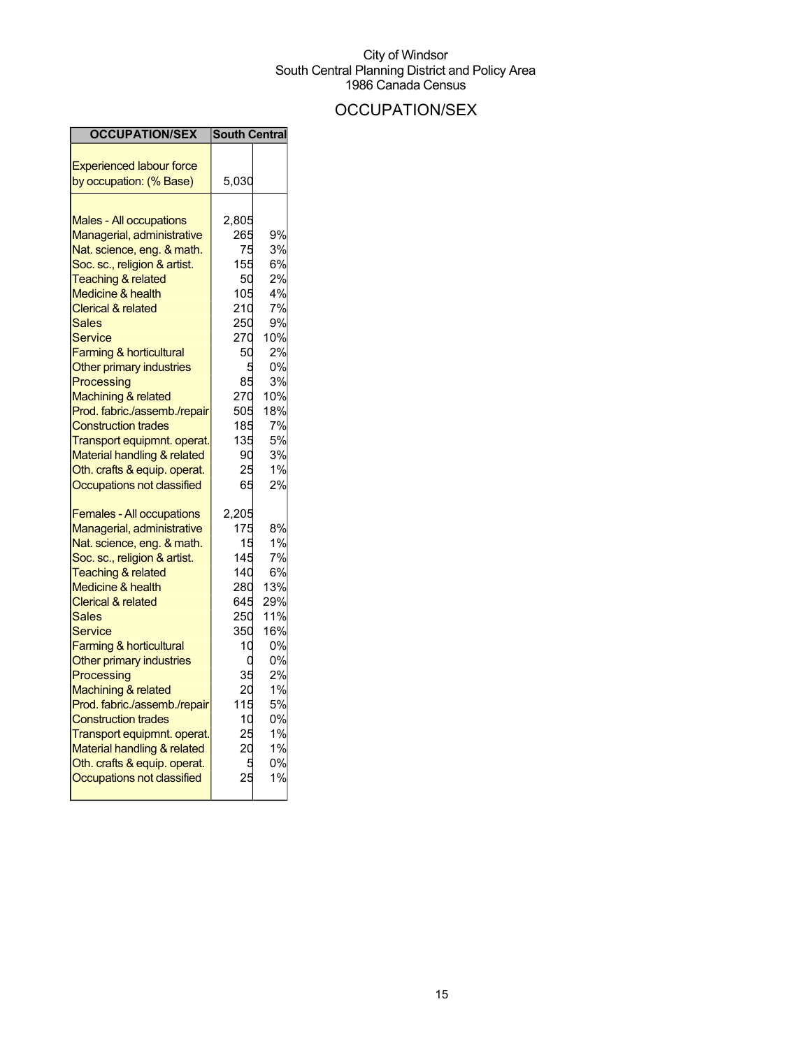City of Windsor
South Central Planning District and Policy Area
1986 Canada Census

# OCCUPATION/SEX

| OCCUPATION/SEX | South Central | |
|---|---|---|
| Experienced labour force by occupation: (% Base) | 5,030 | |
| | | |
| Males - All occupations | 2,805 | |
| Managerial, administrative | 265 | 9% |
| Nat. science, eng. & math. | 75 | 3% |
| Soc. sc., religion & artist. | 155 | 6% |
| Teaching & related | 50 | 2% |
| Medicine & health | 105 | 4% |
| Clerical & related | 210 | 7% |
| Sales | 250 | 9% |
| Service | 270 | 10% |
| Farming & horticultural | 50 | 2% |
| Other primary industries | 5 | 0% |
| Processing | 85 | 3% |
| Machining & related | 270 | 10% |
| Prod. fabric./assemb./repair | 505 | 18% |
| Construction trades | 185 | 7% |
| Transport equipmnt. operat. | 135 | 5% |
| Material handling & related | 90 | 3% |
| Oth. crafts & equip. operat. | 25 | 1% |
| Occupations not classified | 65 | 2% |
| | | |
| Females - All occupations | 2,205 | |
| Managerial, administrative | 175 | 8% |
| Nat. science, eng. & math. | 15 | 1% |
| Soc. sc., religion & artist. | 145 | 7% |
| Teaching & related | 140 | 6% |
| Medicine & health | 280 | 13% |
| Clerical & related | 645 | 29% |
| Sales | 250 | 11% |
| Service | 350 | 16% |
| Farming & horticultural | 10 | 0% |
| Other primary industries | 0 | 0% |
| Processing | 35 | 2% |
| Machining & related | 20 | 1% |
| Prod. fabric./assemb./repair | 115 | 5% |
| Construction trades | 10 | 0% |
| Transport equipmnt. operat. | 25 | 1% |
| Material handling & related | 20 | 1% |
| Oth. crafts & equip. operat. | 5 | 0% |
| Occupations not classified | 25 | 1% |